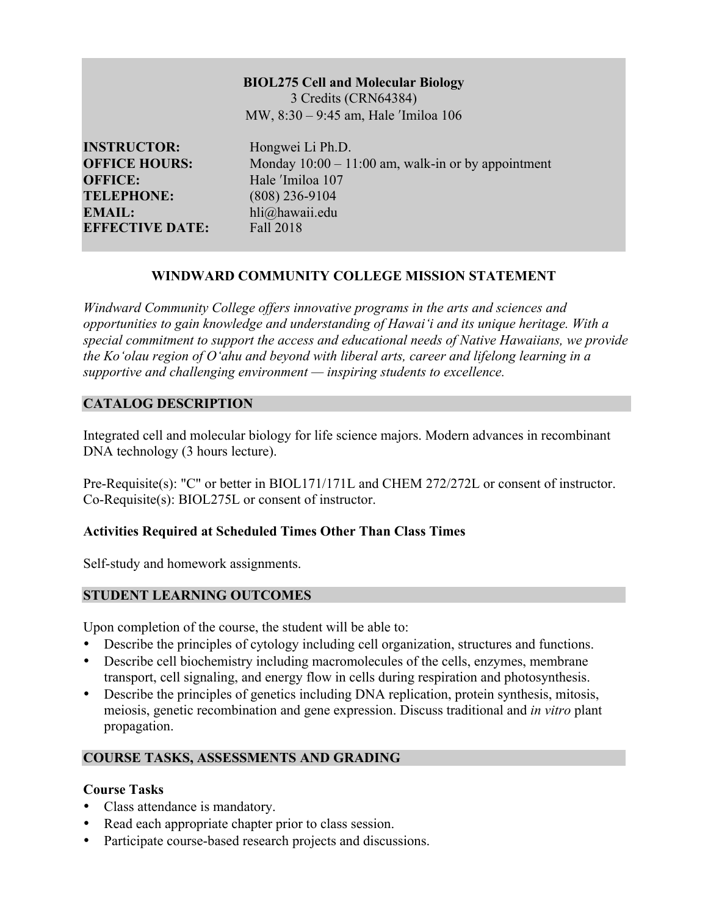**BIOL275 Cell and Molecular Biology**
3 Credits (CRN64384)
MW, 8:30 – 9:45 am, Hale ʹImiloa 106

**INSTRUCTOR:** Hongwei Li Ph.D.
**OFFICE HOURS:** Monday 10:00 – 11:00 am, walk-in or by appointment
**OFFICE:** Hale ʹImiloa 107
**TELEPHONE:** (808) 236-9104
**EMAIL:** hli@hawaii.edu
**EFFECTIVE DATE:** Fall 2018

## WINDWARD COMMUNITY COLLEGE MISSION STATEMENT

*Windward Community College offers innovative programs in the arts and sciences and opportunities to gain knowledge and understanding of Hawaiʻi and its unique heritage. With a special commitment to support the access and educational needs of Native Hawaiians, we provide the Koʻolau region of Oʻahu and beyond with liberal arts, career and lifelong learning in a supportive and challenging environment — inspiring students to excellence.*

## CATALOG DESCRIPTION

Integrated cell and molecular biology for life science majors. Modern advances in recombinant DNA technology (3 hours lecture).

Pre-Requisite(s): "C" or better in BIOL171/171L and CHEM 272/272L or consent of instructor.
Co-Requisite(s): BIOL275L or consent of instructor.

### Activities Required at Scheduled Times Other Than Class Times

Self-study and homework assignments.

## STUDENT LEARNING OUTCOMES

Upon completion of the course, the student will be able to:

- Describe the principles of cytology including cell organization, structures and functions.
- Describe cell biochemistry including macromolecules of the cells, enzymes, membrane transport, cell signaling, and energy flow in cells during respiration and photosynthesis.
- Describe the principles of genetics including DNA replication, protein synthesis, mitosis, meiosis, genetic recombination and gene expression. Discuss traditional and *in vitro* plant propagation.

## COURSE TASKS, ASSESSMENTS AND GRADING

### Course Tasks

- Class attendance is mandatory.
- Read each appropriate chapter prior to class session.
- Participate course-based research projects and discussions.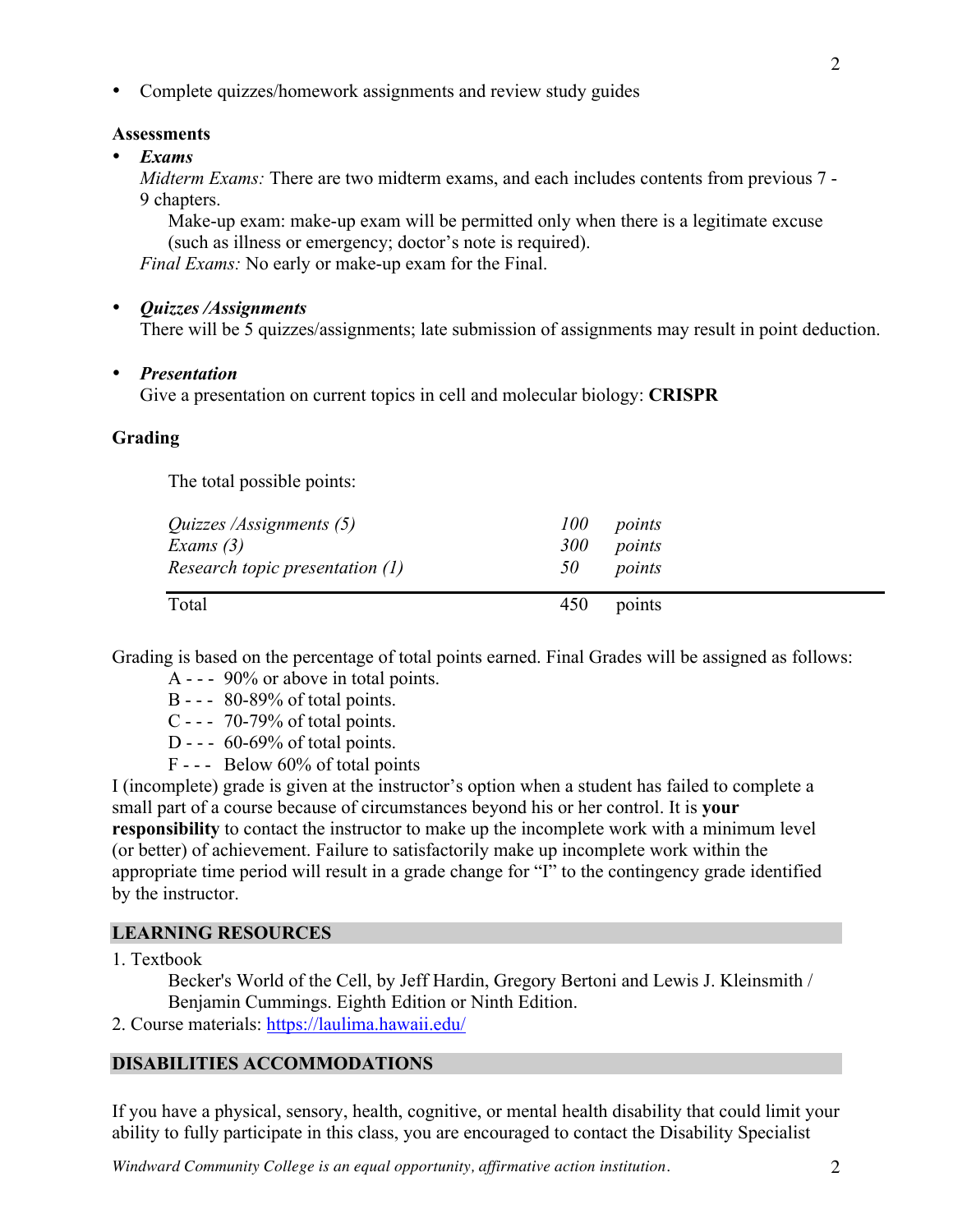- Complete quizzes/homework assignments and review study guides

**Assessments**

- ***Exams***

  *Midterm Exams:* There are two midterm exams, and each includes contents from previous 7 - 9 chapters.

  Make-up exam: make-up exam will be permitted only when there is a legitimate excuse (such as illness or emergency; doctor's note is required).

  *Final Exams:* No early or make-up exam for the Final.

- ***Quizzes /Assignments***

  There will be 5 quizzes/assignments; late submission of assignments may result in point deduction.

- ***Presentation***

  Give a presentation on current topics in cell and molecular biology: **CRISPR**

**Grading**

The total possible points:

| | | |
|---|---|---|
| *Quizzes /Assignments (5)* | *100* | *points* |
| *Exams (3)* | *300* | *points* |
| *Research topic presentation (1)* | *50* | *points* |
| Total | 450 | points |

Grading is based on the percentage of total points earned. Final Grades will be assigned as follows:

A - - - 90% or above in total points.
B - - - 80-89% of total points.
C - - - 70-79% of total points.
D - - - 60-69% of total points.
F - - - Below 60% of total points

I (incomplete) grade is given at the instructor's option when a student has failed to complete a small part of a course because of circumstances beyond his or her control. It is **your responsibility** to contact the instructor to make up the incomplete work with a minimum level (or better) of achievement. Failure to satisfactorily make up incomplete work within the appropriate time period will result in a grade change for "I" to the contingency grade identified by the instructor.

## LEARNING RESOURCES

1. Textbook

   Becker's World of the Cell, by Jeff Hardin, Gregory Bertoni and Lewis J. Kleinsmith / Benjamin Cummings. Eighth Edition or Ninth Edition.

2. Course materials: https://laulima.hawaii.edu/

## DISABILITIES ACCOMMODATIONS

If you have a physical, sensory, health, cognitive, or mental health disability that could limit your ability to fully participate in this class, you are encouraged to contact the Disability Specialist

*Windward Community College is an equal opportunity, affirmative action institution.*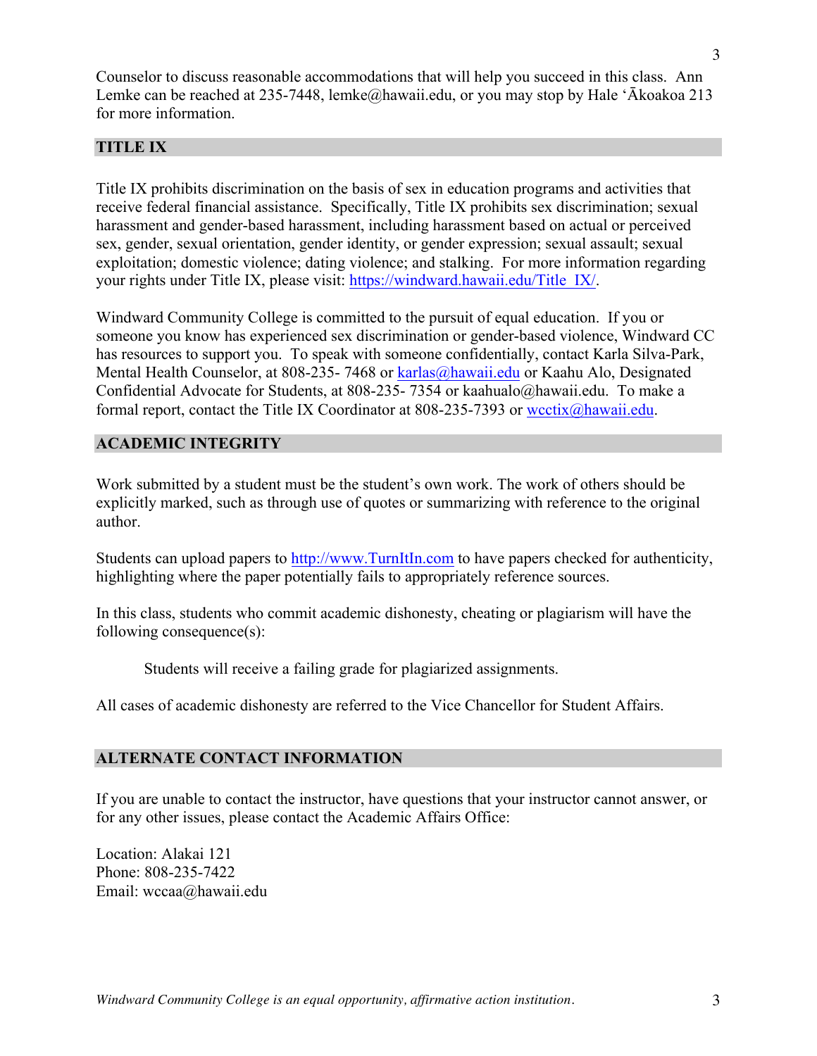Counselor to discuss reasonable accommodations that will help you succeed in this class. Ann Lemke can be reached at 235-7448, lemke@hawaii.edu, or you may stop by Hale ʻĀkoakoa 213 for more information.

## TITLE IX

Title IX prohibits discrimination on the basis of sex in education programs and activities that receive federal financial assistance. Specifically, Title IX prohibits sex discrimination; sexual harassment and gender-based harassment, including harassment based on actual or perceived sex, gender, sexual orientation, gender identity, or gender expression; sexual assault; sexual exploitation; domestic violence; dating violence; and stalking. For more information regarding your rights under Title IX, please visit: https://windward.hawaii.edu/Title_IX/.

Windward Community College is committed to the pursuit of equal education. If you or someone you know has experienced sex discrimination or gender-based violence, Windward CC has resources to support you. To speak with someone confidentially, contact Karla Silva-Park, Mental Health Counselor, at 808-235- 7468 or karlas@hawaii.edu or Kaahu Alo, Designated Confidential Advocate for Students, at 808-235- 7354 or kaahualo@hawaii.edu. To make a formal report, contact the Title IX Coordinator at 808-235-7393 or wcctix@hawaii.edu.

## ACADEMIC INTEGRITY

Work submitted by a student must be the student's own work. The work of others should be explicitly marked, such as through use of quotes or summarizing with reference to the original author.

Students can upload papers to http://www.TurnItIn.com to have papers checked for authenticity, highlighting where the paper potentially fails to appropriately reference sources.

In this class, students who commit academic dishonesty, cheating or plagiarism will have the following consequence(s):

> Students will receive a failing grade for plagiarized assignments.

All cases of academic dishonesty are referred to the Vice Chancellor for Student Affairs.

## ALTERNATE CONTACT INFORMATION

If you are unable to contact the instructor, have questions that your instructor cannot answer, or for any other issues, please contact the Academic Affairs Office:

Location: Alakai 121  
Phone: 808-235-7422  
Email: wccaa@hawaii.edu

*Windward Community College is an equal opportunity, affirmative action institution.*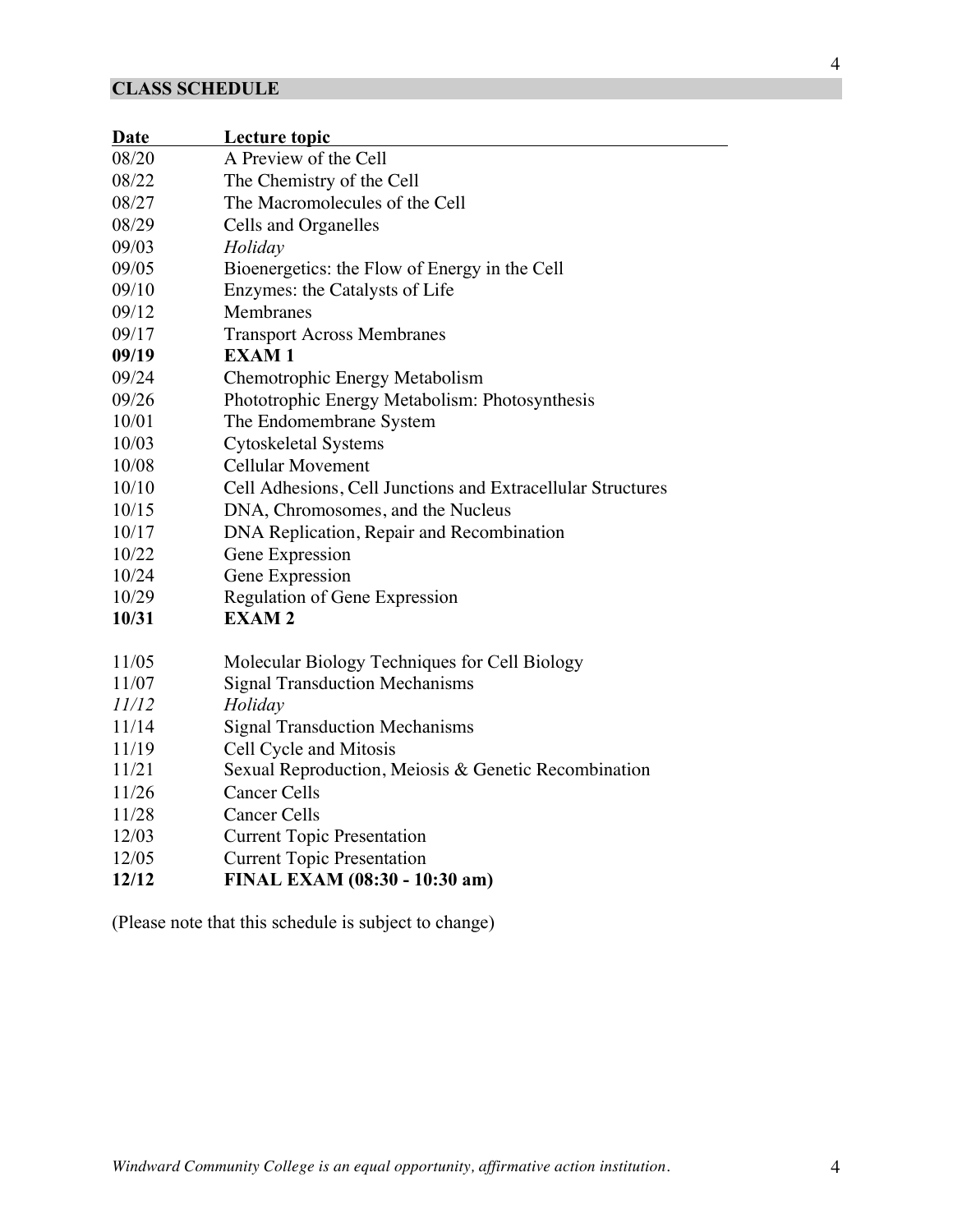## CLASS SCHEDULE

| Date | Lecture topic |
|---|---|
| 08/20 | A Preview of the Cell |
| 08/22 | The Chemistry of the Cell |
| 08/27 | The Macromolecules of the Cell |
| 08/29 | Cells and Organelles |
| 09/03 | *Holiday* |
| 09/05 | Bioenergetics: the Flow of Energy in the Cell |
| 09/10 | Enzymes: the Catalysts of Life |
| 09/12 | Membranes |
| 09/17 | Transport Across Membranes |
| **09/19** | **EXAM 1** |
| 09/24 | Chemotrophic Energy Metabolism |
| 09/26 | Phototrophic Energy Metabolism: Photosynthesis |
| 10/01 | The Endomembrane System |
| 10/03 | Cytoskeletal Systems |
| 10/08 | Cellular Movement |
| 10/10 | Cell Adhesions, Cell Junctions and Extracellular Structures |
| 10/15 | DNA, Chromosomes, and the Nucleus |
| 10/17 | DNA Replication, Repair and Recombination |
| 10/22 | Gene Expression |
| 10/24 | Gene Expression |
| 10/29 | Regulation of Gene Expression |
| **10/31** | **EXAM 2** |
| 11/05 | Molecular Biology Techniques for Cell Biology |
| 11/07 | Signal Transduction Mechanisms |
| *11/12* | *Holiday* |
| 11/14 | Signal Transduction Mechanisms |
| 11/19 | Cell Cycle and Mitosis |
| 11/21 | Sexual Reproduction, Meiosis & Genetic Recombination |
| 11/26 | Cancer Cells |
| 11/28 | Cancer Cells |
| 12/03 | Current Topic Presentation |
| 12/05 | Current Topic Presentation |
| **12/12** | **FINAL EXAM (08:30 - 10:30 am)** |

(Please note that this schedule is subject to change)

*Windward Community College is an equal opportunity, affirmative action institution.*